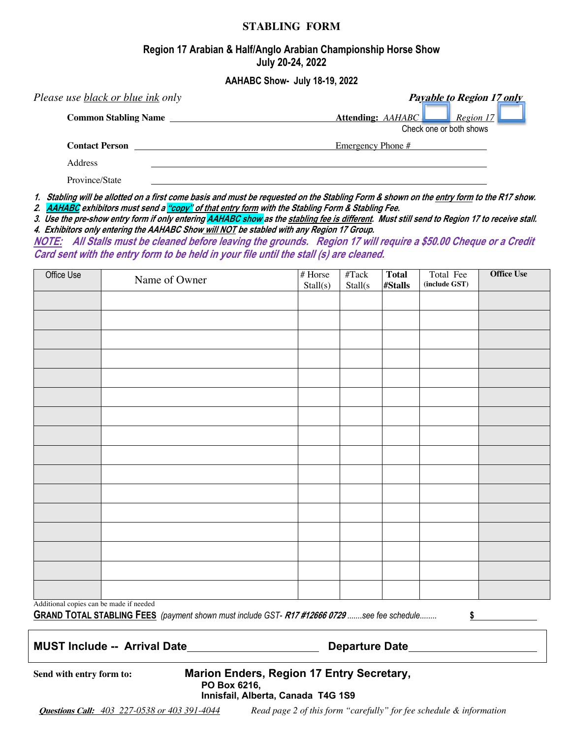# STABLING FORM

## Region 17 Arabian & Half/Anglo Arabian Championship Horse Show
## July 20-24, 2022

### AAHABC Show- July 18-19, 2022

*Please use black or blue ink only* **_Payable to Region 17 only_**

**Common Stabling Name** ______________________ **Attending:** *AAHABC* ☐ *Region 17* ☐
Check one or both shows

**Contact Person** ______________________ Emergency Phone # ______________

Address ______________________________________________

Province/State ______________________________________________

1. ***Stabling will be allotted on a first come basis and must be requested on the Stabling Form & shown on the entry form to the R17 show.***
2. ***AAHABC exhibitors must send a "copy" of that entry form with the Stabling Form & Stabling Fee.***
3. ***Use the pre-show entry form if only entering AAHABC show as the stabling fee is different. Must still send to Region 17 to receive stall.***
4. ***Exhibitors only entering the AAHABC Show will NOT be stabled with any Region 17 Group.***

***NOTE: All Stalls must be cleaned before leaving the grounds. Region 17 will require a $50.00 Cheque or a Credit Card sent with the entry form to be held in your file until the stall (s) are cleaned.***

| Office Use | Name of Owner | # Horse Stall(s) | #Tack Stall(s | **Total #Stalls** | Total Fee (include GST) | **Office Use** |
|---|---|---|---|---|---|---|
| | | | | | | |
| | | | | | | |
| | | | | | | |
| | | | | | | |
| | | | | | | |
| | | | | | | |
| | | | | | | |
| | | | | | | |
| | | | | | | |
| | | | | | | |
| | | | | | | |
| | | | | | | |
| | | | | | | |
| | | | | | | |
| | | | | | | |
| | | | | | | |

Additional copies can be made if needed

**GRAND TOTAL STABLING FEES** *(payment shown must include GST- **R17 #12666 0729** .......see fee schedule........* **$** ____________

**MUST Include -- Arrival Date** ____________________ **Departure Date** ____________________

**Send with entry form to:** **Marion Enders, Region 17 Entry Secretary,**
**PO Box 6216,**
**Innisfail, Alberta, Canada T4G 1S9**

***Questions Call:*** *403 227-0538 or 403 391-4044* *Read page 2 of this form "carefully" for fee schedule & information*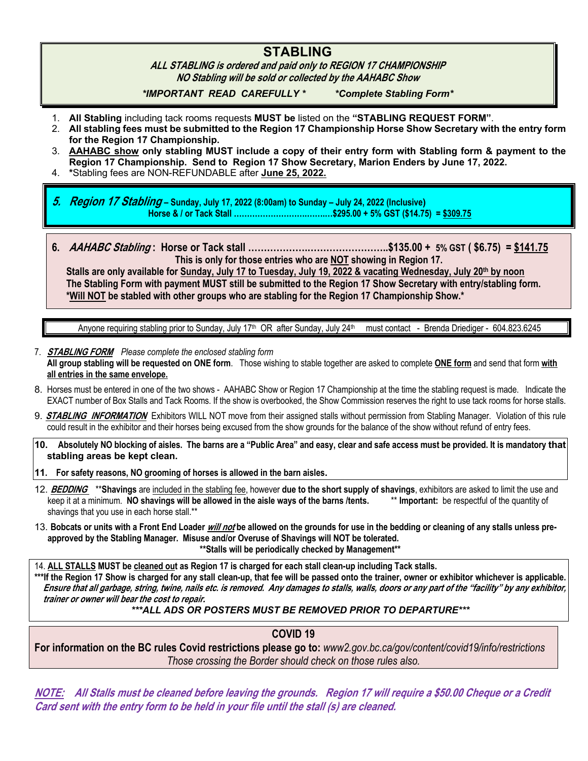# STABLING

***ALL STABLING is ordered and paid only to REGION 17 CHAMPIONSHIP***
***NO Stabling will be sold or collected by the AAHABC Show***

**\*IMPORTANT READ CAREFULLY \*** **\*Complete Stabling Form\***

1. **All Stabling** including tack rooms requests **MUST be** listed on the **"STABLING REQUEST FORM"**.
2. **All stabling fees must be submitted to the Region 17 Championship Horse Show Secretary with the entry form for the Region 17 Championship.**
3. **AAHABC show only stabling MUST include a copy of their entry form with Stabling form & payment to the Region 17 Championship. Send to Region 17 Show Secretary, Marion Enders by June 17, 2022.**
4. **\***Stabling fees are NON-REFUNDABLE after **June 25, 2022.**

5. ***Region 17 Stabling*** **– Sunday, July 17, 2022 (8:00am) to Sunday – July 24, 2022 (Inclusive)**
   **Horse & / or Tack Stall ……………………………….$295.00 + 5% GST ($14.75) = $309.75**

6. ***AAHABC Stabling*** **: Horse or Tack stall ……………………………………..$135.00 + 5% GST ( $6.75) = $141.75**
   **This is only for those entries who are NOT showing in Region 17.**
   **Stalls are only available for Sunday, July 17 to Tuesday, July 19, 2022 & vacating Wednesday, July 20th by noon**
   **The Stabling Form with payment MUST still be submitted to the Region 17 Show Secretary with entry/stabling form.**
   **\*Will NOT be stabled with other groups who are stabling for the Region 17 Championship Show.\***

Anyone requiring stabling prior to Sunday, July 17th OR after Sunday, July 24th must contact - Brenda Driediger - 604.823.6245

7. ***STABLING FORM*** *Please complete the enclosed stabling form*
   **All group stabling will be requested on ONE form**. Those wishing to stable together are asked to complete **ONE form** and send that form **with all entries in the same envelope.**
8. Horses must be entered in one of the two shows - AAHABC Show or Region 17 Championship at the time the stabling request is made. Indicate the EXACT number of Box Stalls and Tack Rooms. If the show is overbooked, the Show Commission reserves the right to use tack rooms for horse stalls.
9. ***STABLING INFORMATION*** Exhibitors WILL NOT move from their assigned stalls without permission from Stabling Manager. Violation of this rule could result in the exhibitor and their horses being excused from the show grounds for the balance of the show without refund of entry fees.
10. **Absolutely NO blocking of aisles. The barns are a "Public Area" and easy, clear and safe access must be provided. It is mandatory that stabling areas be kept clean.**
11. **For safety reasons, NO grooming of horses is allowed in the barn aisles.**
12. ***BEDDING*** \*\***Shavings** are included in the stabling fee, however **due to the short supply of shavings**, exhibitors are asked to limit the use and keep it at a minimum. **NO shavings will be allowed in the aisle ways of the barns /tents.** \*\* **Important:** be respectful of the quantity of shavings that you use in each horse stall.\*\*
13. **Bobcats or units with a Front End Loader *will not* be allowed on the grounds for use in the bedding or cleaning of any stalls unless pre-approved by the Stabling Manager. Misuse and/or Overuse of Shavings will NOT be tolerated.**
    **\*\*Stalls will be periodically checked by Management\*\***
14. **ALL STALLS MUST be cleaned out as Region 17 is charged for each stall clean-up including Tack stalls.**
    **\*\*\*If the Region 17 Show is charged for any stall clean-up, that fee will be passed onto the trainer, owner or exhibitor whichever is applicable.** ***Ensure that all garbage, string, twine, nails etc. is removed. Any damages to stalls, walls, doors or any part of the "facility" by any exhibitor, trainer or owner will bear the cost to repair.***
    ***\*\*\*ALL ADS OR POSTERS MUST BE REMOVED PRIOR TO DEPARTURE\*\*\****

## COVID 19

**For information on the BC rules Covid restrictions please go to:** *www2.gov.bc.ca/gov/content/covid19/info/restrictions*
*Those crossing the Border should check on those rules also.*

***NOTE: All Stalls must be cleaned before leaving the grounds. Region 17 will require a $50.00 Cheque or a Credit Card sent with the entry form to be held in your file until the stall (s) are cleaned.***